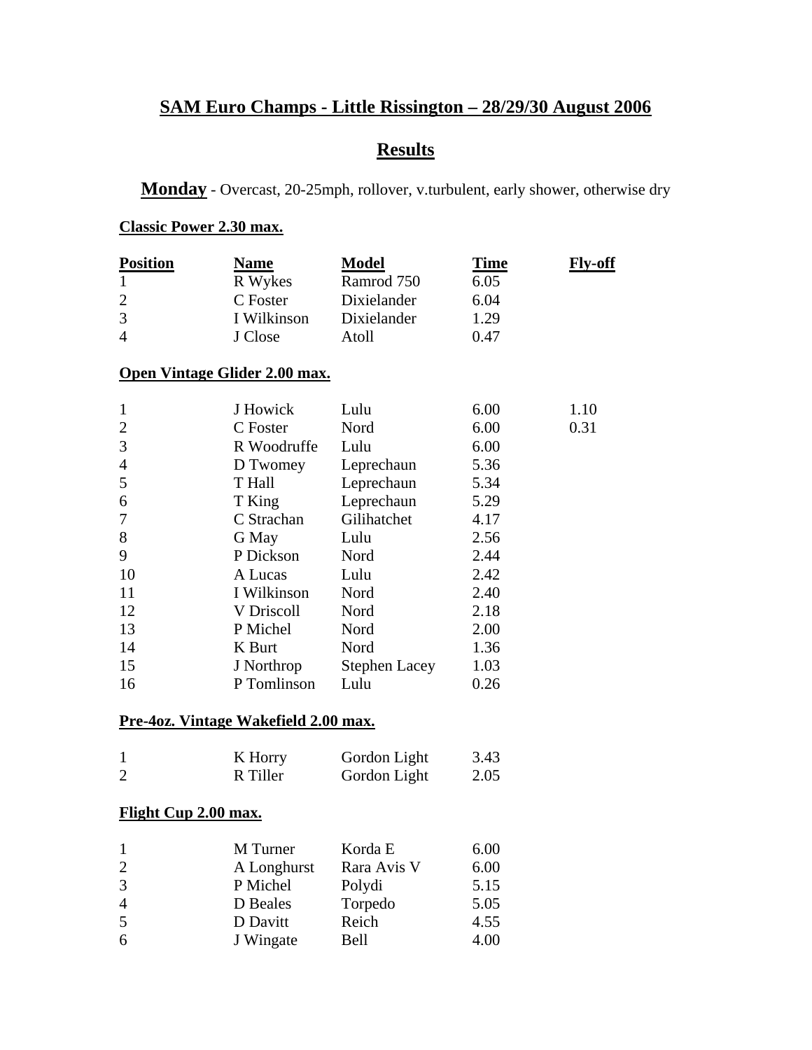# SAM Euro Champs - Little Rissington – 28/29/30 August 2006

## Results

**Monday** - Overcast, 20-25mph, rollover, v.turbulent, early shower, otherwise dry

### Classic Power 2.30 max.

| Position | Name | Model | Time | Fly-off |
|---|---|---|---|---|
| 1 | R Wykes | Ramrod 750 | 6.05 | |
| 2 | C Foster | Dixielander | 6.04 | |
| 3 | I Wilkinson | Dixielander | 1.29 | |
| 4 | J Close | Atoll | 0.47 | |

### Open Vintage Glider 2.00 max.

| Position | Name | Model | Time | Fly-off |
|---|---|---|---|---|
| 1 | J Howick | Lulu | 6.00 | 1.10 |
| 2 | C Foster | Nord | 6.00 | 0.31 |
| 3 | R Woodruffe | Lulu | 6.00 | |
| 4 | D Twomey | Leprechaun | 5.36 | |
| 5 | T Hall | Leprechaun | 5.34 | |
| 6 | T King | Leprechaun | 5.29 | |
| 7 | C Strachan | Gilihatchet | 4.17 | |
| 8 | G May | Lulu | 2.56 | |
| 9 | P Dickson | Nord | 2.44 | |
| 10 | A Lucas | Lulu | 2.42 | |
| 11 | I Wilkinson | Nord | 2.40 | |
| 12 | V Driscoll | Nord | 2.18 | |
| 13 | P Michel | Nord | 2.00 | |
| 14 | K Burt | Nord | 1.36 | |
| 15 | J Northrop | Stephen Lacey | 1.03 | |
| 16 | P Tomlinson | Lulu | 0.26 | |

### Pre-4oz. Vintage Wakefield 2.00 max.

| Position | Name | Model | Time |
|---|---|---|---|
| 1 | K Horry | Gordon Light | 3.43 |
| 2 | R Tiller | Gordon Light | 2.05 |

### Flight Cup 2.00 max.

| Position | Name | Model | Time |
|---|---|---|---|
| 1 | M Turner | Korda E | 6.00 |
| 2 | A Longhurst | Rara Avis V | 6.00 |
| 3 | P Michel | Polydi | 5.15 |
| 4 | D Beales | Torpedo | 5.05 |
| 5 | D Davitt | Reich | 4.55 |
| 6 | J Wingate | Bell | 4.00 |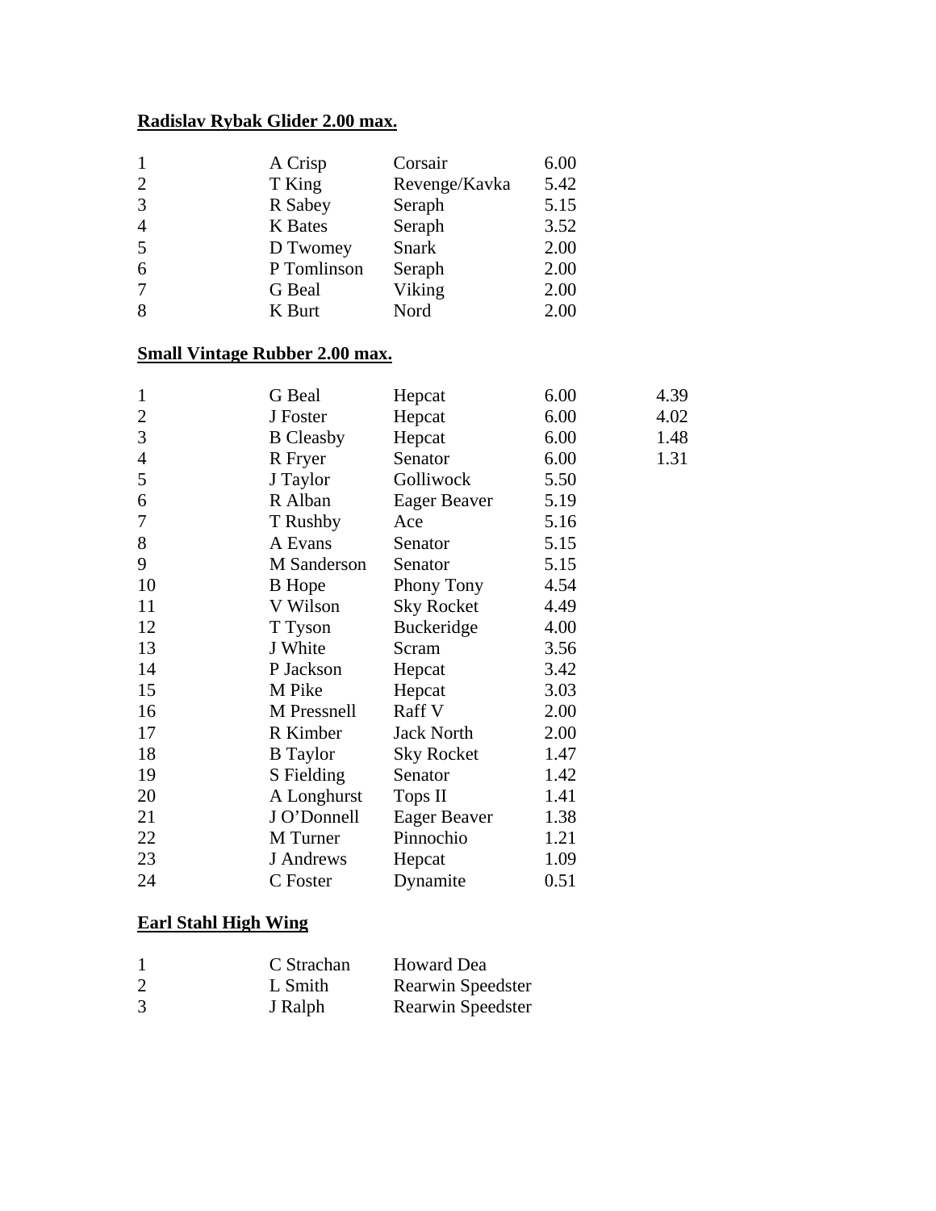**Radislav Rybak Glider 2.00 max.**

| | | | |
|---|---|---|---|
| 1 | A Crisp | Corsair | 6.00 |
| 2 | T King | Revenge/Kavka | 5.42 |
| 3 | R Sabey | Seraph | 5.15 |
| 4 | K Bates | Seraph | 3.52 |
| 5 | D Twomey | Snark | 2.00 |
| 6 | P Tomlinson | Seraph | 2.00 |
| 7 | G Beal | Viking | 2.00 |
| 8 | K Burt | Nord | 2.00 |

**Small Vintage Rubber 2.00 max.**

| | | | | |
|---|---|---|---|---|
| 1 | G Beal | Hepcat | 6.00 | 4.39 |
| 2 | J Foster | Hepcat | 6.00 | 4.02 |
| 3 | B Cleasby | Hepcat | 6.00 | 1.48 |
| 4 | R Fryer | Senator | 6.00 | 1.31 |
| 5 | J Taylor | Golliwock | 5.50 | |
| 6 | R Alban | Eager Beaver | 5.19 | |
| 7 | T Rushby | Ace | 5.16 | |
| 8 | A Evans | Senator | 5.15 | |
| 9 | M Sanderson | Senator | 5.15 | |
| 10 | B Hope | Phony Tony | 4.54 | |
| 11 | V Wilson | Sky Rocket | 4.49 | |
| 12 | T Tyson | Buckeridge | 4.00 | |
| 13 | J White | Scram | 3.56 | |
| 14 | P Jackson | Hepcat | 3.42 | |
| 15 | M Pike | Hepcat | 3.03 | |
| 16 | M Pressnell | Raff V | 2.00 | |
| 17 | R Kimber | Jack North | 2.00 | |
| 18 | B Taylor | Sky Rocket | 1.47 | |
| 19 | S Fielding | Senator | 1.42 | |
| 20 | A Longhurst | Tops II | 1.41 | |
| 21 | J O'Donnell | Eager Beaver | 1.38 | |
| 22 | M Turner | Pinnochio | 1.21 | |
| 23 | J Andrews | Hepcat | 1.09 | |
| 24 | C Foster | Dynamite | 0.51 | |

**Earl Stahl High Wing**

| | | |
|---|---|---|
| 1 | C Strachan | Howard Dea |
| 2 | L Smith | Rearwin Speedster |
| 3 | J Ralph | Rearwin Speedster |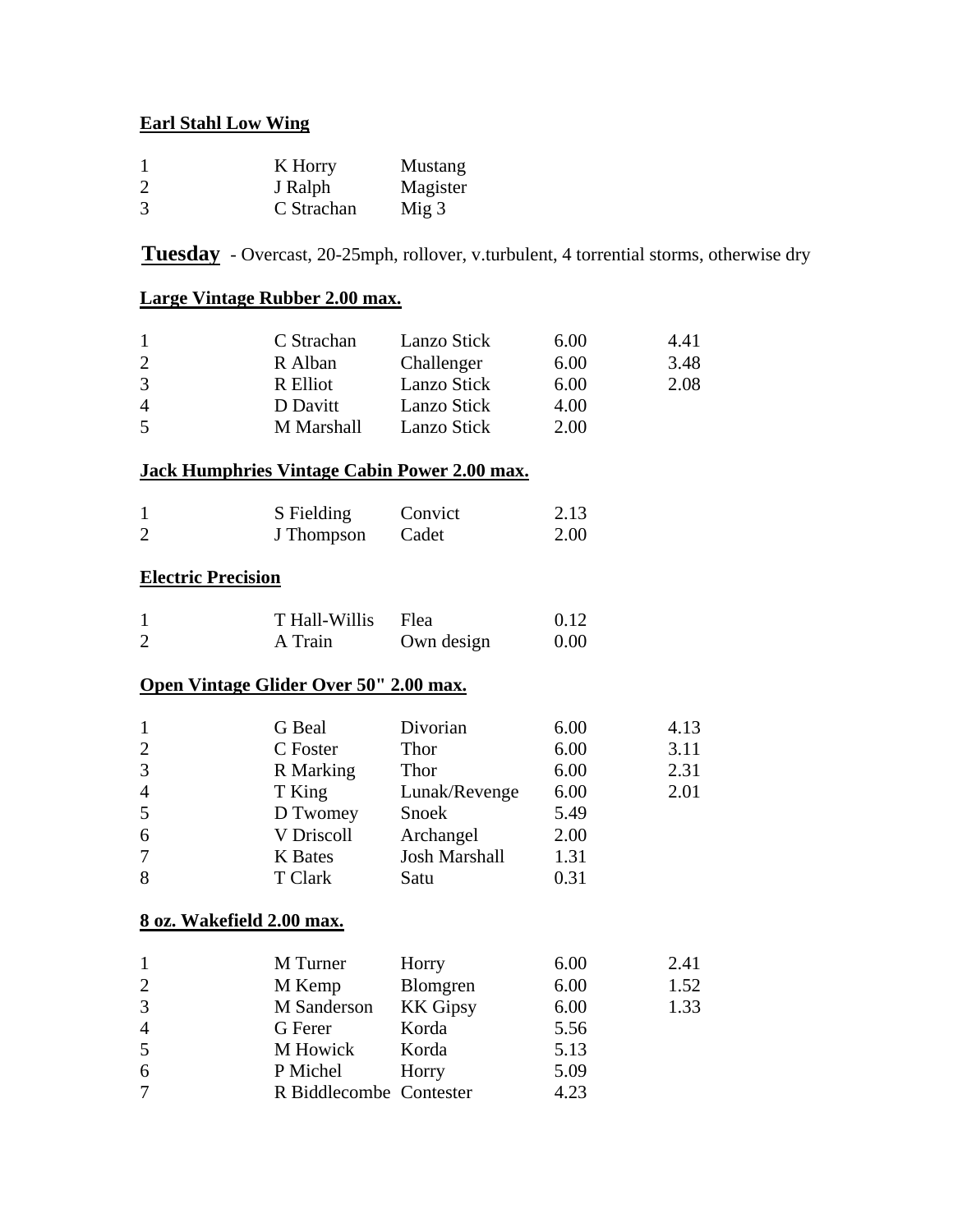**Earl Stahl Low Wing**

| | | |
|---|---|---|
| 1 | K Horry | Mustang |
| 2 | J Ralph | Magister |
| 3 | C Strachan | Mig 3 |

**Tuesday** - Overcast, 20-25mph, rollover, v.turbulent, 4 torrential storms, otherwise dry

**Large Vintage Rubber 2.00 max.**

| | | | | |
|---|---|---|---|---|
| 1 | C Strachan | Lanzo Stick | 6.00 | 4.41 |
| 2 | R Alban | Challenger | 6.00 | 3.48 |
| 3 | R Elliot | Lanzo Stick | 6.00 | 2.08 |
| 4 | D Davitt | Lanzo Stick | 4.00 | |
| 5 | M Marshall | Lanzo Stick | 2.00 | |

**Jack Humphries Vintage Cabin Power 2.00 max.**

| | | | |
|---|---|---|---|
| 1 | S Fielding | Convict | 2.13 |
| 2 | J Thompson | Cadet | 2.00 |

**Electric Precision**

| | | | |
|---|---|---|---|
| 1 | T Hall-Willis | Flea | 0.12 |
| 2 | A Train | Own design | 0.00 |

**Open Vintage Glider Over 50" 2.00 max.**

| | | | | |
|---|---|---|---|---|
| 1 | G Beal | Divorian | 6.00 | 4.13 |
| 2 | C Foster | Thor | 6.00 | 3.11 |
| 3 | R Marking | Thor | 6.00 | 2.31 |
| 4 | T King | Lunak/Revenge | 6.00 | 2.01 |
| 5 | D Twomey | Snoek | 5.49 | |
| 6 | V Driscoll | Archangel | 2.00 | |
| 7 | K Bates | Josh Marshall | 1.31 | |
| 8 | T Clark | Satu | 0.31 | |

**8 oz. Wakefield 2.00 max.**

| | | | | |
|---|---|---|---|---|
| 1 | M Turner | Horry | 6.00 | 2.41 |
| 2 | M Kemp | Blomgren | 6.00 | 1.52 |
| 3 | M Sanderson | KK Gipsy | 6.00 | 1.33 |
| 4 | G Ferer | Korda | 5.56 | |
| 5 | M Howick | Korda | 5.13 | |
| 6 | P Michel | Horry | 5.09 | |
| 7 | R Biddlecombe | Contester | 4.23 | |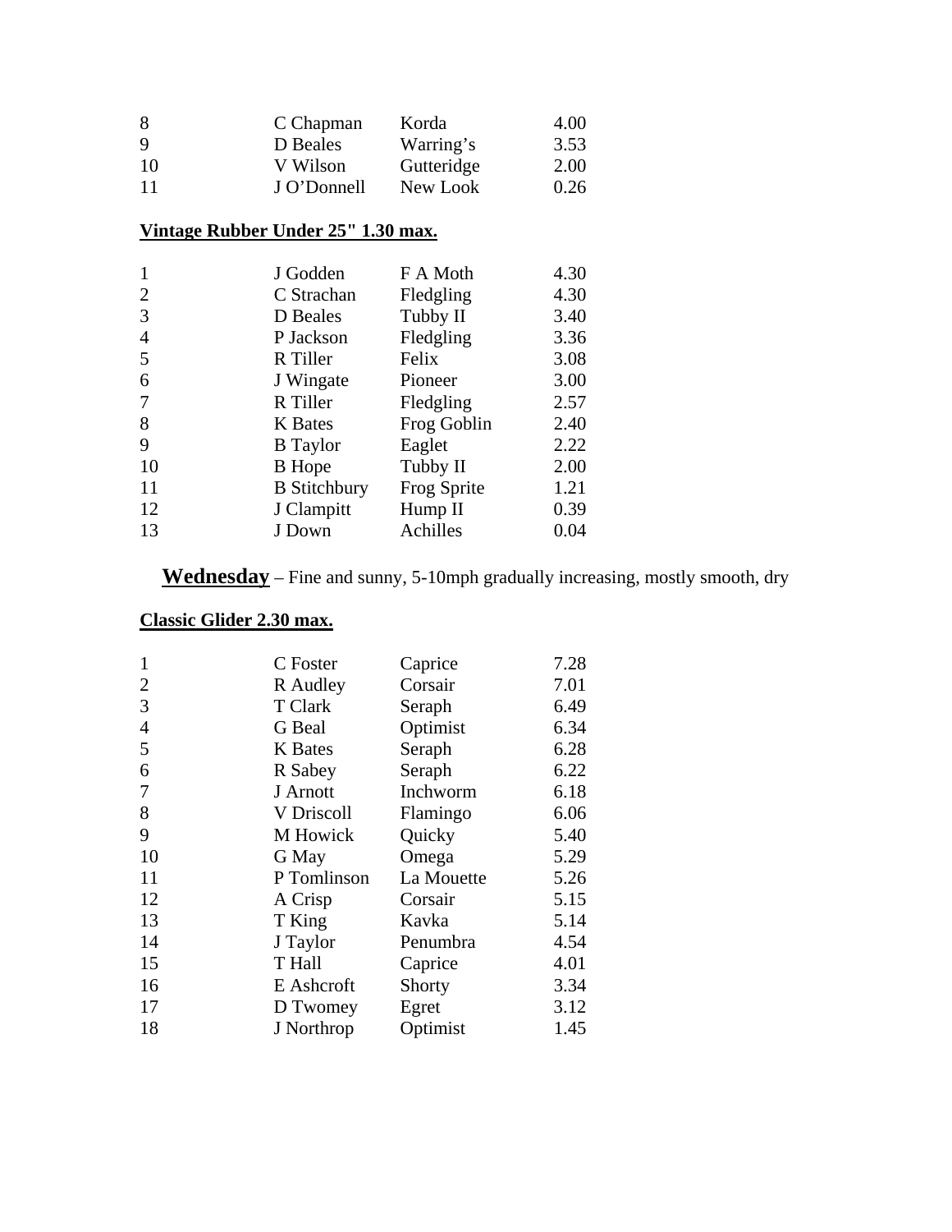| | | | |
|---|---|---|---|
| 8 | C Chapman | Korda | 4.00 |
| 9 | D Beales | Warring's | 3.53 |
| 10 | V Wilson | Gutteridge | 2.00 |
| 11 | J O'Donnell | New Look | 0.26 |

**Vintage Rubber Under 25" 1.30 max.**

| | | | |
|---|---|---|---|
| 1 | J Godden | F A Moth | 4.30 |
| 2 | C Strachan | Fledgling | 4.30 |
| 3 | D Beales | Tubby II | 3.40 |
| 4 | P Jackson | Fledgling | 3.36 |
| 5 | R Tiller | Felix | 3.08 |
| 6 | J Wingate | Pioneer | 3.00 |
| 7 | R Tiller | Fledgling | 2.57 |
| 8 | K Bates | Frog Goblin | 2.40 |
| 9 | B Taylor | Eaglet | 2.22 |
| 10 | B Hope | Tubby II | 2.00 |
| 11 | B Stitchbury | Frog Sprite | 1.21 |
| 12 | J Clampitt | Hump II | 0.39 |
| 13 | J Down | Achilles | 0.04 |

**Wednesday** – Fine and sunny, 5-10mph gradually increasing, mostly smooth, dry

**Classic Glider 2.30 max.**

| | | | |
|---|---|---|---|
| 1 | C Foster | Caprice | 7.28 |
| 2 | R Audley | Corsair | 7.01 |
| 3 | T Clark | Seraph | 6.49 |
| 4 | G Beal | Optimist | 6.34 |
| 5 | K Bates | Seraph | 6.28 |
| 6 | R Sabey | Seraph | 6.22 |
| 7 | J Arnott | Inchworm | 6.18 |
| 8 | V Driscoll | Flamingo | 6.06 |
| 9 | M Howick | Quicky | 5.40 |
| 10 | G May | Omega | 5.29 |
| 11 | P Tomlinson | La Mouette | 5.26 |
| 12 | A Crisp | Corsair | 5.15 |
| 13 | T King | Kavka | 5.14 |
| 14 | J Taylor | Penumbra | 4.54 |
| 15 | T Hall | Caprice | 4.01 |
| 16 | E Ashcroft | Shorty | 3.34 |
| 17 | D Twomey | Egret | 3.12 |
| 18 | J Northrop | Optimist | 1.45 |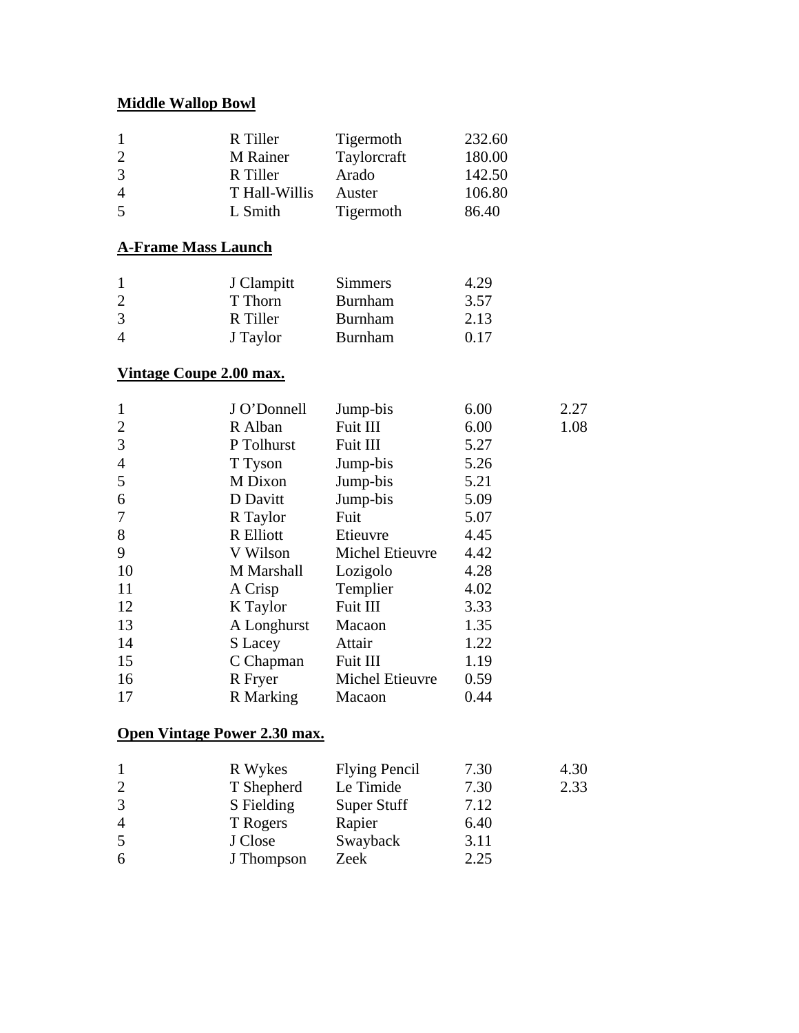**Middle Wallop Bowl**

| | | | |
|---|---|---|---|
| 1 | R Tiller | Tigermoth | 232.60 |
| 2 | M Rainer | Taylorcraft | 180.00 |
| 3 | R Tiller | Arado | 142.50 |
| 4 | T Hall-Willis | Auster | 106.80 |
| 5 | L Smith | Tigermoth | 86.40 |

**A-Frame Mass Launch**

| | | | |
|---|---|---|---|
| 1 | J Clampitt | Simmers | 4.29 |
| 2 | T Thorn | Burnham | 3.57 |
| 3 | R Tiller | Burnham | 2.13 |
| 4 | J Taylor | Burnham | 0.17 |

**Vintage Coupe 2.00 max.**

| | | | | |
|---|---|---|---|---|
| 1 | J O'Donnell | Jump-bis | 6.00 | 2.27 |
| 2 | R Alban | Fuit III | 6.00 | 1.08 |
| 3 | P Tolhurst | Fuit III | 5.27 | |
| 4 | T Tyson | Jump-bis | 5.26 | |
| 5 | M Dixon | Jump-bis | 5.21 | |
| 6 | D Davitt | Jump-bis | 5.09 | |
| 7 | R Taylor | Fuit | 5.07 | |
| 8 | R Elliott | Etieuvre | 4.45 | |
| 9 | V Wilson | Michel Etieuvre | 4.42 | |
| 10 | M Marshall | Lozigolo | 4.28 | |
| 11 | A Crisp | Templier | 4.02 | |
| 12 | K Taylor | Fuit III | 3.33 | |
| 13 | A Longhurst | Macaon | 1.35 | |
| 14 | S Lacey | Attair | 1.22 | |
| 15 | C Chapman | Fuit III | 1.19 | |
| 16 | R Fryer | Michel Etieuvre | 0.59 | |
| 17 | R Marking | Macaon | 0.44 | |

**Open Vintage Power 2.30 max.**

| | | | | |
|---|---|---|---|---|
| 1 | R Wykes | Flying Pencil | 7.30 | 4.30 |
| 2 | T Shepherd | Le Timide | 7.30 | 2.33 |
| 3 | S Fielding | Super Stuff | 7.12 | |
| 4 | T Rogers | Rapier | 6.40 | |
| 5 | J Close | Swayback | 3.11 | |
| 6 | J Thompson | Zeek | 2.25 | |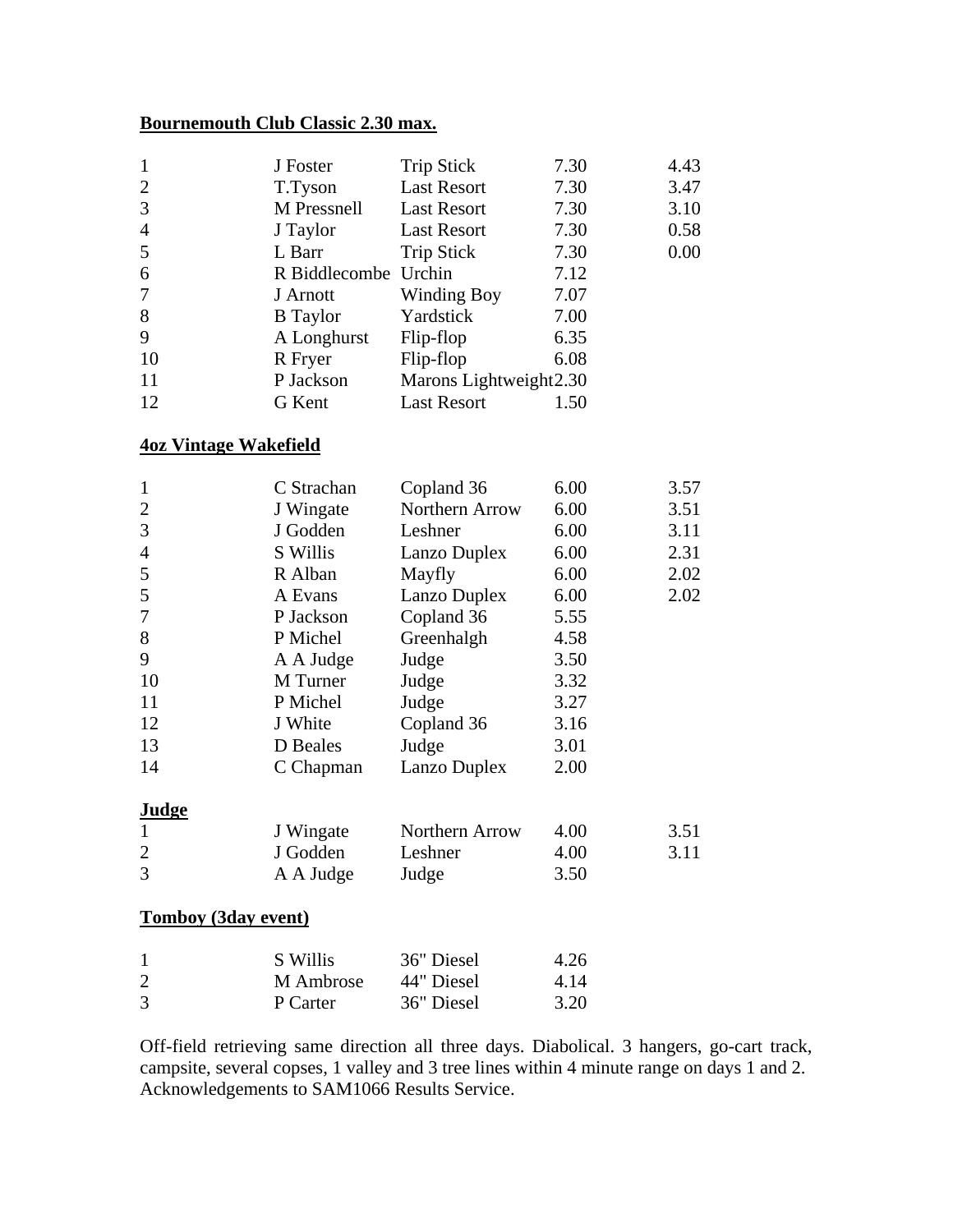**Bournemouth Club Classic 2.30 max.**

| | | | | |
|---|---|---|---|---|
| 1 | J Foster | Trip Stick | 7.30 | 4.43 |
| 2 | T.Tyson | Last Resort | 7.30 | 3.47 |
| 3 | M Pressnell | Last Resort | 7.30 | 3.10 |
| 4 | J Taylor | Last Resort | 7.30 | 0.58 |
| 5 | L Barr | Trip Stick | 7.30 | 0.00 |
| 6 | R Biddlecombe | Urchin | 7.12 | |
| 7 | J Arnott | Winding Boy | 7.07 | |
| 8 | B Taylor | Yardstick | 7.00 | |
| 9 | A Longhurst | Flip-flop | 6.35 | |
| 10 | R Fryer | Flip-flop | 6.08 | |
| 11 | P Jackson | Marons Lightweight | 2.30 | |
| 12 | G Kent | Last Resort | 1.50 | |

**4oz Vintage Wakefield**

| | | | | |
|---|---|---|---|---|
| 1 | C Strachan | Copland 36 | 6.00 | 3.57 |
| 2 | J Wingate | Northern Arrow | 6.00 | 3.51 |
| 3 | J Godden | Leshner | 6.00 | 3.11 |
| 4 | S Willis | Lanzo Duplex | 6.00 | 2.31 |
| 5 | R Alban | Mayfly | 6.00 | 2.02 |
| 5 | A Evans | Lanzo Duplex | 6.00 | 2.02 |
| 7 | P Jackson | Copland 36 | 5.55 | |
| 8 | P Michel | Greenhalgh | 4.58 | |
| 9 | A A Judge | Judge | 3.50 | |
| 10 | M Turner | Judge | 3.32 | |
| 11 | P Michel | Judge | 3.27 | |
| 12 | J White | Copland 36 | 3.16 | |
| 13 | D Beales | Judge | 3.01 | |
| 14 | C Chapman | Lanzo Duplex | 2.00 | |

**Judge**

| | | | | |
|---|---|---|---|---|
| 1 | J Wingate | Northern Arrow | 4.00 | 3.51 |
| 2 | J Godden | Leshner | 4.00 | 3.11 |
| 3 | A A Judge | Judge | 3.50 | |

**Tomboy (3day event)**

| | | | |
|---|---|---|---|
| 1 | S Willis | 36" Diesel | 4.26 |
| 2 | M Ambrose | 44" Diesel | 4.14 |
| 3 | P Carter | 36" Diesel | 3.20 |

Off-field retrieving same direction all three days. Diabolical. 3 hangers, go-cart track, campsite, several copses, 1 valley and 3 tree lines within 4 minute range on days 1 and 2. Acknowledgements to SAM1066 Results Service.